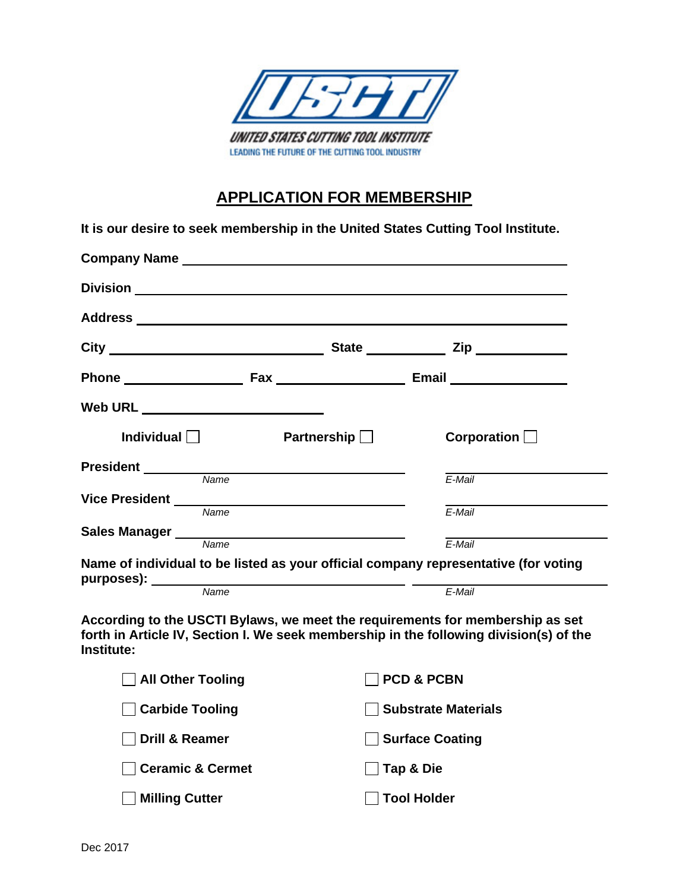UNITED STATES CUTTING TOOL INSTITUTE

LEADING THE FUTURE OF THE CUTTING TOOL INDUSTRY

# APPLICATION FOR MEMBERSHIP

**It is our desire to seek membership in the United States Cutting Tool Institute.**

**Company Name** ______________________________

**Division** ______________________________

**Address** ______________________________

**City** ______________ **State** ________ **Zip** ________

**Phone** ____________ **Fax** ____________ **Email** ____________

**Web URL** ______________

**Individual** ☐ **Partnership** ☐ **Corporation** ☐

**President** ______________________ (*Name*) ______________________ (*E-Mail*)

**Vice President** ______________________ (*Name*) ______________________ (*E-Mail*)

**Sales Manager** ______________________ (*Name*) ______________________ (*E-Mail*)

**Name of individual to be listed as your official company representative (for voting purposes):** ______________________ (*Name*) ______________________ (*E-Mail*)

**According to the USCTI Bylaws, we meet the requirements for membership as set forth in Article IV, Section I. We seek membership in the following division(s) of the Institute:**

- ☐ **All Other Tooling**
- ☐ **Carbide Tooling**
- ☐ **Drill & Reamer**
- ☐ **Ceramic & Cermet**
- ☐ **Milling Cutter**
- ☐ **PCD & PCBN**
- ☐ **Substrate Materials**
- ☐ **Surface Coating**
- ☐ **Tap & Die**
- ☐ **Tool Holder**

Dec 2017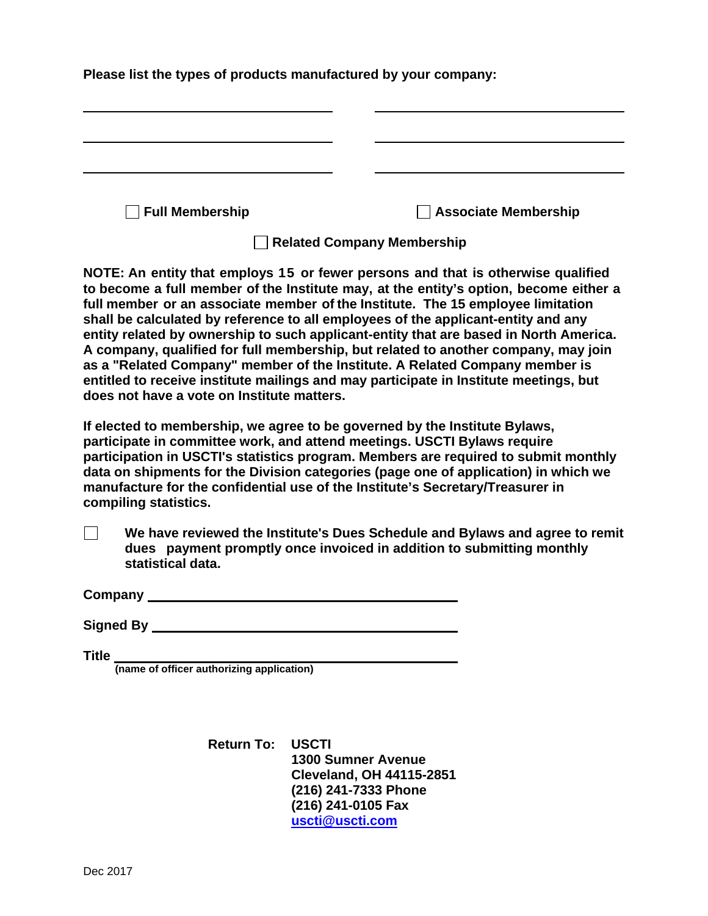**Please list the types of products manufactured by your company:**

______________________________ ______________________________

______________________________ ______________________________

______________________________ ______________________________

☐ **Full Membership** ☐ **Associate Membership**

☐ **Related Company Membership**

**NOTE: An entity that employs 15 or fewer persons and that is otherwise qualified to become a full member of the Institute may, at the entity's option, become either a full member or an associate member of the Institute. The 15 employee limitation shall be calculated by reference to all employees of the applicant-entity and any entity related by ownership to such applicant-entity that are based in North America. A company, qualified for full membership, but related to another company, may join as a "Related Company" member of the Institute. A Related Company member is entitled to receive institute mailings and may participate in Institute meetings, but does not have a vote on Institute matters.**

**If elected to membership, we agree to be governed by the Institute Bylaws, participate in committee work, and attend meetings. USCTI Bylaws require participation in USCTI's statistics program. Members are required to submit monthly data on shipments for the Division categories (page one of application) in which we manufacture for the confidential use of the Institute's Secretary/Treasurer in compiling statistics.**

☐ **We have reviewed the Institute's Dues Schedule and Bylaws and agree to remit dues payment promptly once invoiced in addition to submitting monthly statistical data.**

**Company** ______________________________

**Signed By** ______________________________

**Title** ______________________________
**(name of officer authorizing application)**

**Return To:** **USCTI**
**1300 Sumner Avenue**
**Cleveland, OH 44115-2851**
**(216) 241-7333 Phone**
**(216) 241-0105 Fax**
**uscti@uscti.com**

Dec 2017